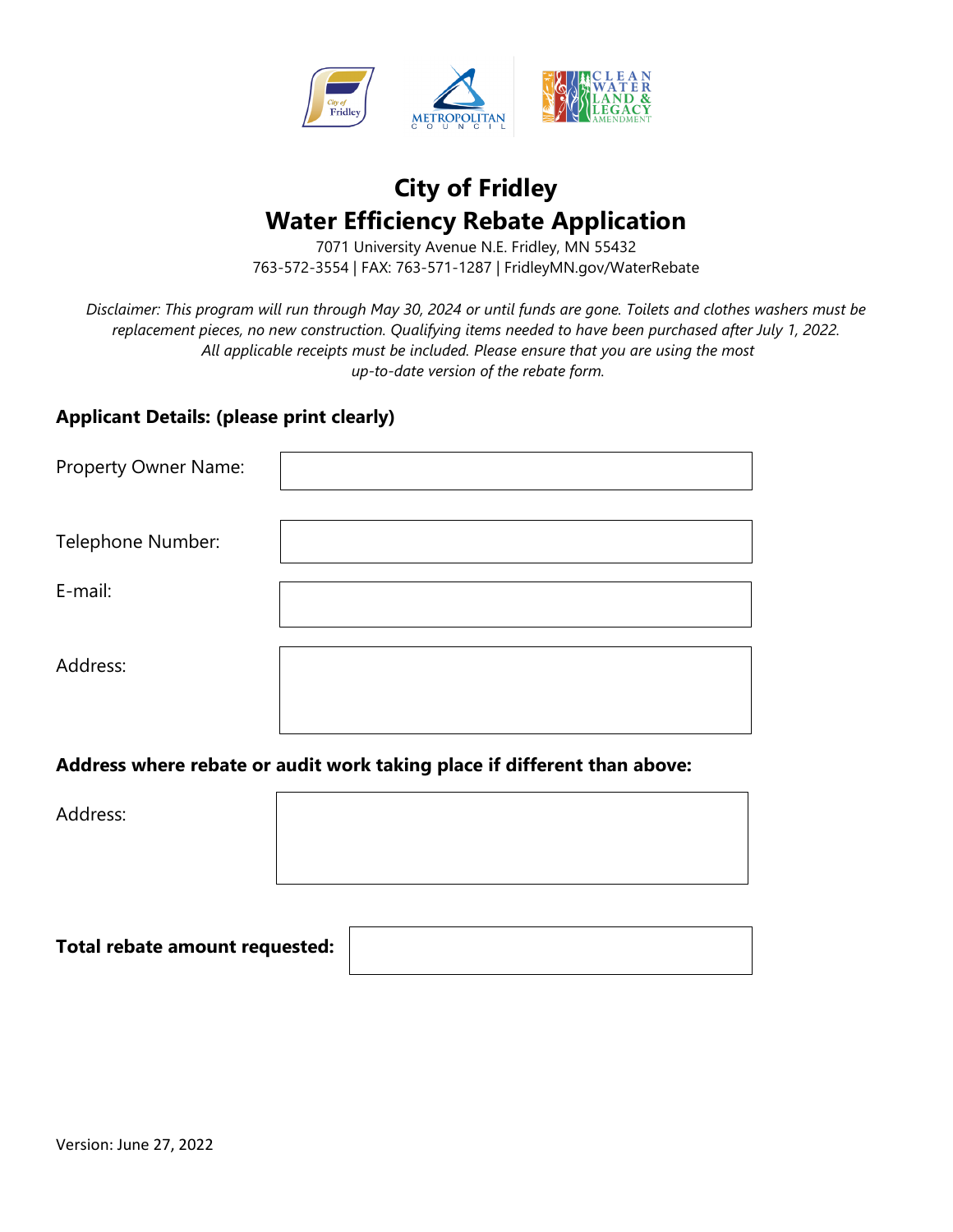# City of Fridley
# Water Efficiency Rebate Application

7071 University Avenue N.E. Fridley, MN 55432
763-572-3554 | FAX: 763-571-1287 | FridleyMN.gov/WaterRebate

*Disclaimer: This program will run through May 30, 2024 or until funds are gone. Toilets and clothes washers must be replacement pieces, no new construction. Qualifying items needed to have been purchased after July 1, 2022. All applicable receipts must be included. Please ensure that you are using the most up-to-date version of the rebate form.*

**Applicant Details: (please print clearly)**

Property Owner Name:

Telephone Number:

E-mail:

Address:

**Address where rebate or audit work taking place if different than above:**

Address:

**Total rebate amount requested:**

Version: June 27, 2022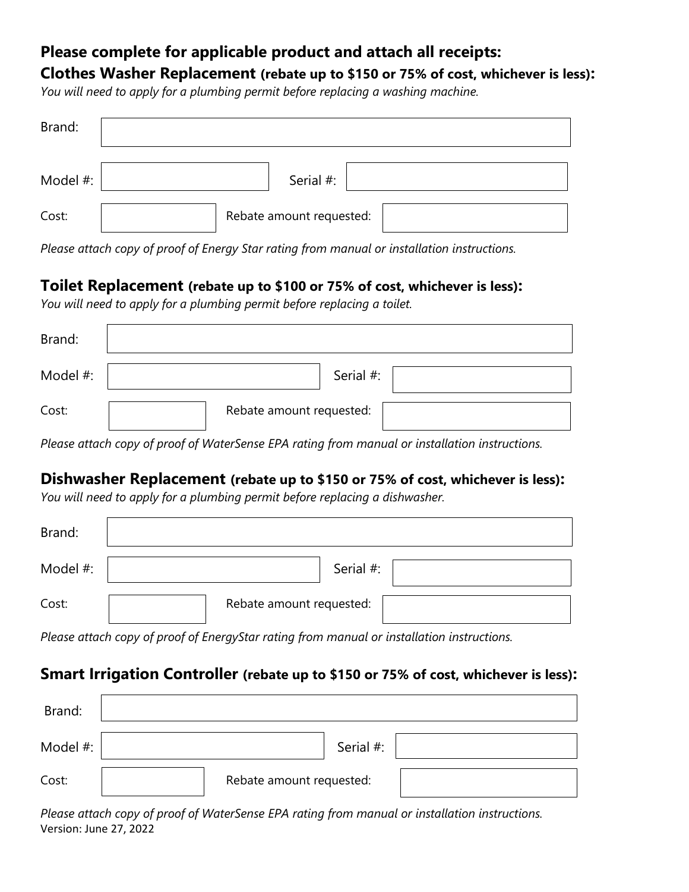## Please complete for applicable product and attach all receipts:

### Clothes Washer Replacement (rebate up to $150 or 75% of cost, whichever is less):

*You will need to apply for a plumbing permit before replacing a washing machine.*

| | | | |
|---|---|---|---|
| Brand: | | | |
| Model #: | | Serial #: | |
| Cost: | | Rebate amount requested: | |

*Please attach copy of proof of Energy Star rating from manual or installation instructions.*

### Toilet Replacement (rebate up to $100 or 75% of cost, whichever is less):

*You will need to apply for a plumbing permit before replacing a toilet.*

| | | | |
|---|---|---|---|
| Brand: | | | |
| Model #: | | Serial #: | |
| Cost: | | Rebate amount requested: | |

*Please attach copy of proof of WaterSense EPA rating from manual or installation instructions.*

### Dishwasher Replacement (rebate up to $150 or 75% of cost, whichever is less):

*You will need to apply for a plumbing permit before replacing a dishwasher.*

| | | | |
|---|---|---|---|
| Brand: | | | |
| Model #: | | Serial #: | |
| Cost: | | Rebate amount requested: | |

*Please attach copy of proof of EnergyStar rating from manual or installation instructions.*

### Smart Irrigation Controller (rebate up to $150 or 75% of cost, whichever is less):

| | | | |
|---|---|---|---|
| Brand: | | | |
| Model #: | | Serial #: | |
| Cost: | | Rebate amount requested: | |

*Please attach copy of proof of WaterSense EPA rating from manual or installation instructions.*

Version: June 27, 2022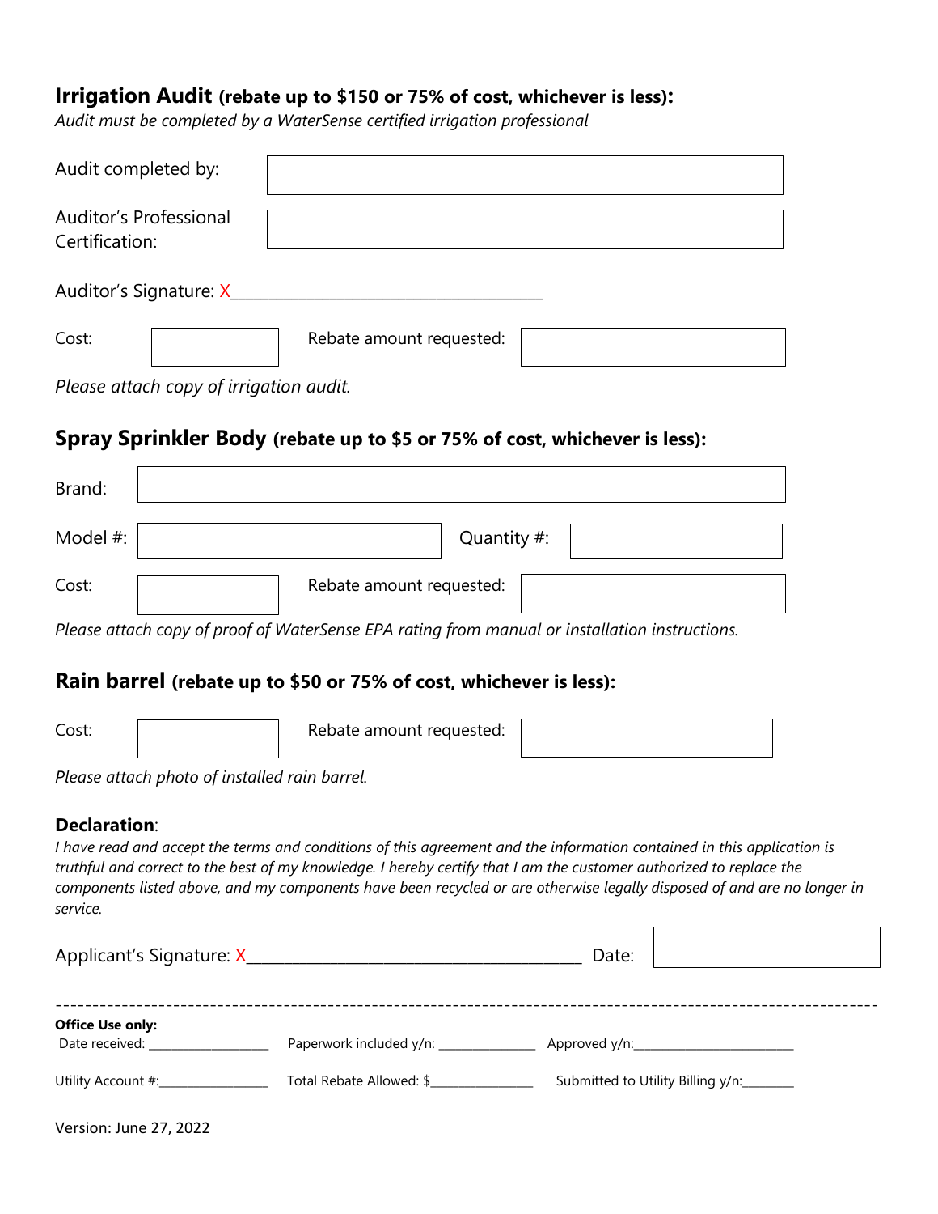## Irrigation Audit (rebate up to $150 or 75% of cost, whichever is less):

*Audit must be completed by a WaterSense certified irrigation professional*

Audit completed by: 

Auditor's Professional Certification: 

Auditor's Signature: X___________________________________

Cost: Rebate amount requested: 

*Please attach copy of irrigation audit.*

## Spray Sprinkler Body (rebate up to $5 or 75% of cost, whichever is less):

Brand: 

Model #: Quantity #: 

Cost: Rebate amount requested: 

*Please attach copy of proof of WaterSense EPA rating from manual or installation instructions.*

## Rain barrel (rebate up to $50 or 75% of cost, whichever is less):

Cost: Rebate amount requested: 

*Please attach photo of installed rain barrel.*

### Declaration:

*I have read and accept the terms and conditions of this agreement and the information contained in this application is truthful and correct to the best of my knowledge. I hereby certify that I am the customer authorized to replace the components listed above, and my components have been recycled or are otherwise legally disposed of and are no longer in service.*

Applicant's Signature: X_______________________________________ Date: 

---

**Office Use only:**

Date received: _______________ Paperwork included y/n: _____________ Approved y/n:______________________

Utility Account #:_______________ Total Rebate Allowed: $_______________ Submitted to Utility Billing y/n:________

Version: June 27, 2022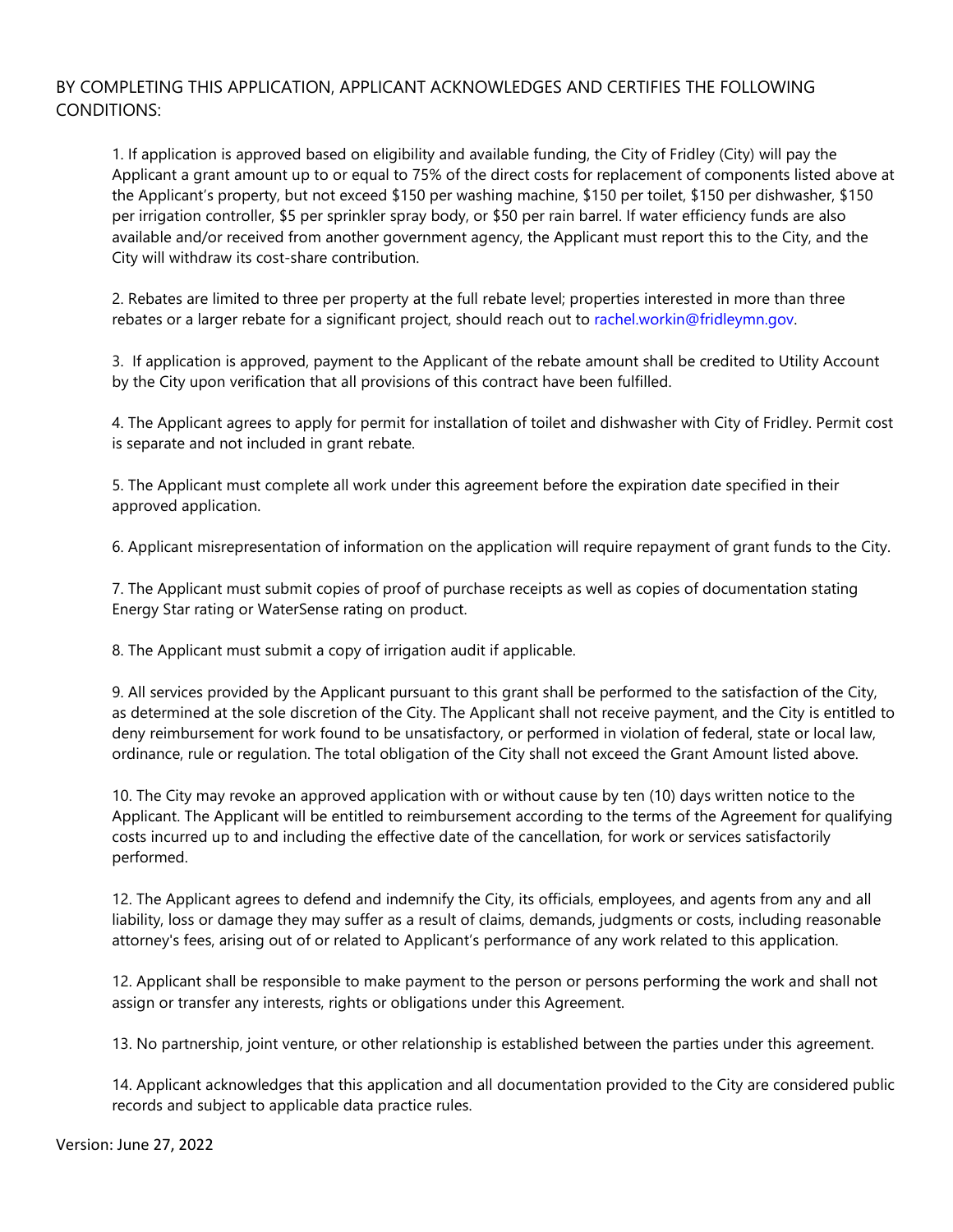BY COMPLETING THIS APPLICATION, APPLICANT ACKNOWLEDGES AND CERTIFIES THE FOLLOWING CONDITIONS:

1. If application is approved based on eligibility and available funding, the City of Fridley (City) will pay the Applicant a grant amount up to or equal to 75% of the direct costs for replacement of components listed above at the Applicant's property, but not exceed $150 per washing machine, $150 per toilet, $150 per dishwasher, $150 per irrigation controller, $5 per sprinkler spray body, or $50 per rain barrel. If water efficiency funds are also available and/or received from another government agency, the Applicant must report this to the City, and the City will withdraw its cost-share contribution.

2. Rebates are limited to three per property at the full rebate level; properties interested in more than three rebates or a larger rebate for a significant project, should reach out to rachel.workin@fridleymn.gov.

3. If application is approved, payment to the Applicant of the rebate amount shall be credited to Utility Account by the City upon verification that all provisions of this contract have been fulfilled.

4. The Applicant agrees to apply for permit for installation of toilet and dishwasher with City of Fridley. Permit cost is separate and not included in grant rebate.

5. The Applicant must complete all work under this agreement before the expiration date specified in their approved application.

6. Applicant misrepresentation of information on the application will require repayment of grant funds to the City.

7. The Applicant must submit copies of proof of purchase receipts as well as copies of documentation stating Energy Star rating or WaterSense rating on product.

8. The Applicant must submit a copy of irrigation audit if applicable.

9. All services provided by the Applicant pursuant to this grant shall be performed to the satisfaction of the City, as determined at the sole discretion of the City. The Applicant shall not receive payment, and the City is entitled to deny reimbursement for work found to be unsatisfactory, or performed in violation of federal, state or local law, ordinance, rule or regulation. The total obligation of the City shall not exceed the Grant Amount listed above.

10. The City may revoke an approved application with or without cause by ten (10) days written notice to the Applicant. The Applicant will be entitled to reimbursement according to the terms of the Agreement for qualifying costs incurred up to and including the effective date of the cancellation, for work or services satisfactorily performed.

12. The Applicant agrees to defend and indemnify the City, its officials, employees, and agents from any and all liability, loss or damage they may suffer as a result of claims, demands, judgments or costs, including reasonable attorney's fees, arising out of or related to Applicant's performance of any work related to this application.

12. Applicant shall be responsible to make payment to the person or persons performing the work and shall not assign or transfer any interests, rights or obligations under this Agreement.

13. No partnership, joint venture, or other relationship is established between the parties under this agreement.

14. Applicant acknowledges that this application and all documentation provided to the City are considered public records and subject to applicable data practice rules.

Version: June 27, 2022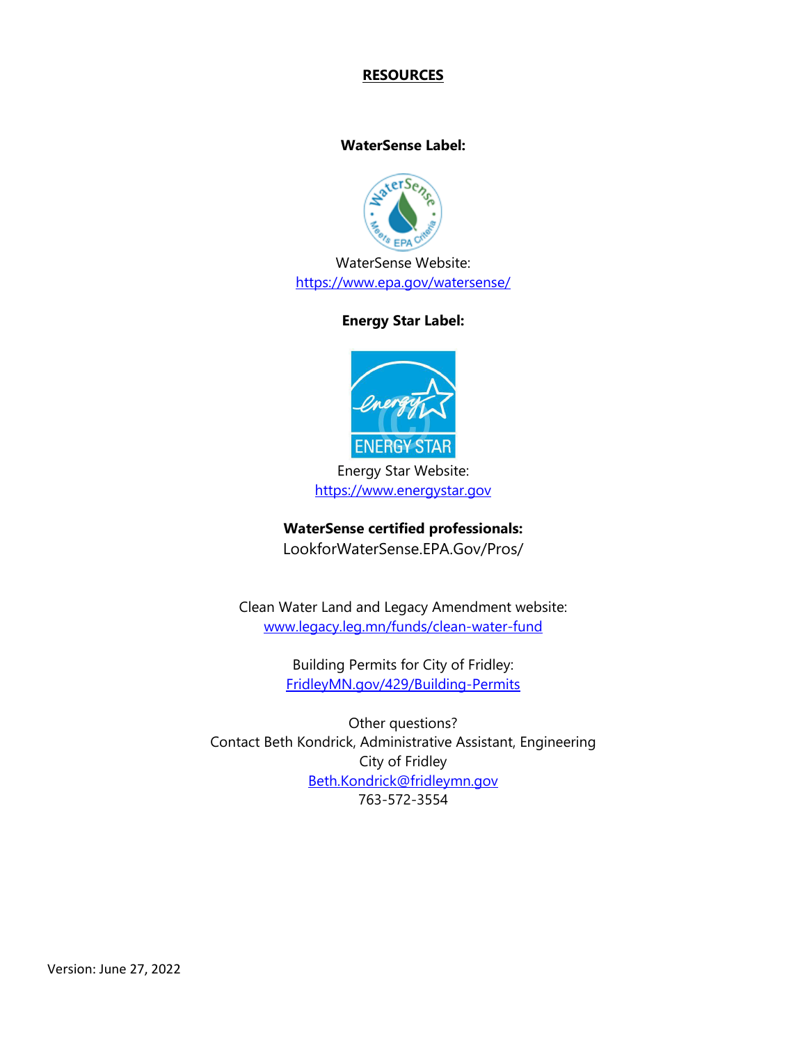# RESOURCES

**WaterSense Label:**

WaterSense Website:
https://www.epa.gov/watersense/

**Energy Star Label:**

Energy Star Website:
https://www.energystar.gov

**WaterSense certified professionals:**
LookforWaterSense.EPA.Gov/Pros/

Clean Water Land and Legacy Amendment website:
www.legacy.leg.mn/funds/clean-water-fund

Building Permits for City of Fridley:
FridleyMN.gov/429/Building-Permits

Other questions?
Contact Beth Kondrick, Administrative Assistant, Engineering
City of Fridley
Beth.Kondrick@fridleymn.gov
763-572-3554

Version: June 27, 2022